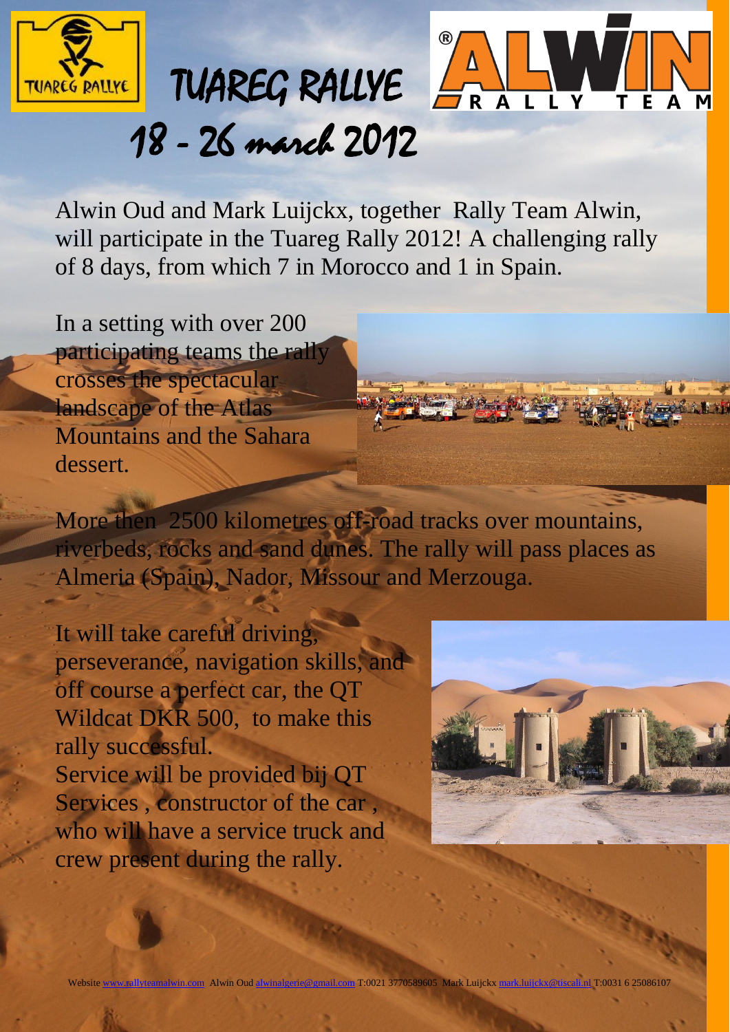# TUAREG RALLYE

## 18 - 26 march 2012

Alwin Oud and Mark Luijckx, together Rally Team Alwin, will participate in the Tuareg Rally 2012! A challenging rally of 8 days, from which 7 in Morocco and 1 in Spain.

In a setting with over 200 participating teams the rally crosses the spectacular landscape of the Atlas Mountains and the Sahara dessert.

More then 2500 kilometres off-road tracks over mountains, riverbeds, rocks and sand dunes. The rally will pass places as Almeria (Spain), Nador, Missour and Merzouga.

It will take careful driving, perseverance, navigation skills, and off course a perfect car, the QT Wildcat DKR 500, to make this rally successful.
Service will be provided bij QT Services , constructor of the car , who will have a service truck and crew present during the rally.

Website www.rallyteamalwin.com Alwin Oud alwinalgerie@gmail.com T:0021 3770589605 Mark Luijckx mark.luijckx@tiscali.nl T:0031 6 25086107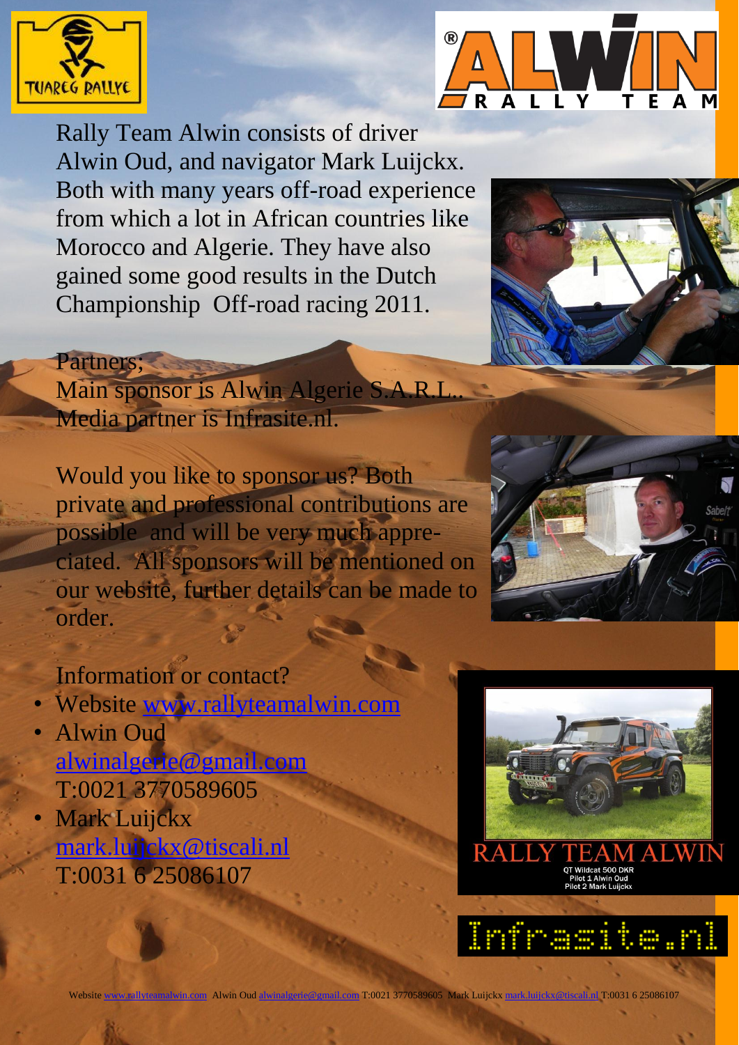Rally Team Alwin consists of driver Alwin Oud, and navigator Mark Luijckx. Both with many years off-road experience from which a lot in African countries like Morocco and Algerie. They have also gained some good results in the Dutch Championship  Off-road racing 2011.

Partners;
Main sponsor is Alwin Algerie S.A.R.L..
Media partner is Infrasite.nl.

Would you like to sponsor us? Both private and professional contributions are possible  and will be very much appreciated.  All sponsors will be mentioned on our website, further details can be made to order.

Information or contact?

- Website www.rallyteamalwin.com
- Alwin Oud
  alwinalgerie@gmail.com
  T:0021 3770589605
- Mark Luijckx
  mark.luijckx@tiscali.nl
  T:0031 6 25086107

RALLY TEAM ALWIN
QT Wildcat 500 DKR
Pilot 1 Alwin Oud
Pilot 2 Mark Luijckx

Infrasite.nl

Website www.rallyteamalwin.com  Alwin Oud alwinalgerie@gmail.com T:0021 3770589605  Mark Luijckx mark.luijckx@tiscali.nl T:0031 6 25086107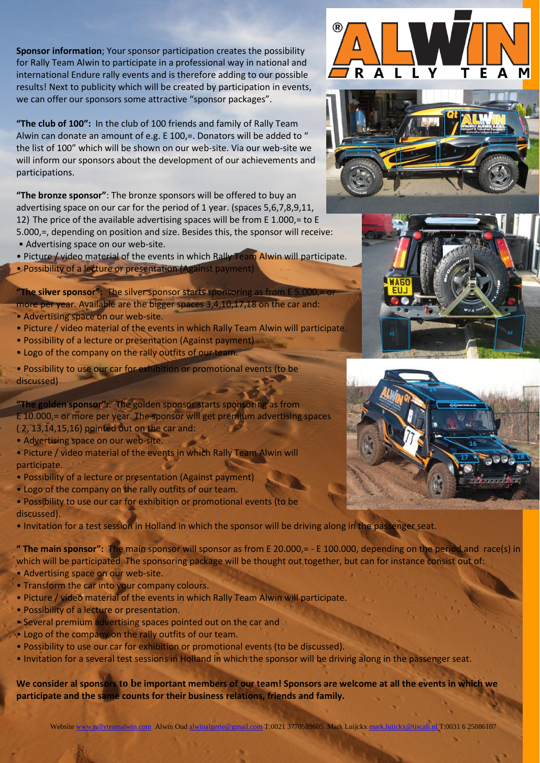**Sponsor information**; Your sponsor participation creates the possibility for Rally Team Alwin to participate in a professional way in national and international Endure rally events and is therefore adding to our possible results! Next to publicity which will be created by participation in events, we can offer our sponsors some attractive "sponsor packages".

**"The club of 100":** In the club of 100 friends and family of Rally Team Alwin can donate an amount of e.g. E 100,=. Donators will be added to " the list of 100" which will be shown on our web-site. Via our web-site we will inform our sponsors about the development of our achievements and participations.

**"The bronze sponsor"**: The bronze sponsors will be offered to buy an advertising space on our car for the period of 1 year. (spaces 5,6,7,8,9,11, 12) The price of the available advertising spaces will be from E 1.000,= to E 5.000,=, depending on position and size. Besides this, the sponsor will receive:

- Advertising space on our web-site.
- Picture / video material of the events in which Rally Team Alwin will participate.
- Possibility of a lecture or presentation (Against payment)

**"The silver sponsor":** The silver sponsor starts sponsoring as from E 5.000,= or more per year. Available are the bigger spaces 3,4,10,17,18 on the car and:

- Advertising space on our web-site.
- Picture / video material of the events in which Rally Team Alwin will participate.
- Possibility of a lecture or presentation (Against payment)
- Logo of the company on the rally outfits of our team.
- Possibility to use our car for exhibition or promotional events (to be discussed)

**"The golden sponsor":** The golden sponsor starts sponsoring as from E 10.000,= or more per year. The sponsor will get premium advertising spaces ( 2, 13,14,15,16) pointed out on the car and:

- Advertising space on our web-site.
- Picture / video material of the events in which Rally Team Alwin will participate.
- Possibility of a lecture or presentation (Against payment)
- Logo of the company on the rally outfits of our team.
- Possibility to use our car for exhibition or promotional events (to be discussed).
- Invitation for a test session in Holland in which the sponsor will be driving along in the passenger seat.

**" The main sponsor":** The main sponsor will sponsor as from E 20.000,= - E 100.000, depending on the period and race(s) in which will be participated. The sponsoring package will be thought out together, but can for instance consist out of:

- Advertising space on our web-site.
- Transform the car into your company colours.
- Picture / video material of the events in which Rally Team Alwin will participate.
- Possibility of a lecture or presentation.
- Several premium advertising spaces pointed out on the car and
- Logo of the company on the rally outfits of our team.
- Possibility to use our car for exhibition or promotional events (to be discussed).
- Invitation for a several test sessions in Holland in which the sponsor will be driving along in the passenger seat.

**We consider al sponsors to be important members of our team! Sponsors are welcome at all the events in which we participate and the same counts for their business relations, friends and family.**

Website www.rallyteamalwin.com Alwin Oud alwinalgerie@gmail.com T:0021 3770589605 Mark Luijckx mark.luijckx@tiscali.nl T:0031 6 25086107